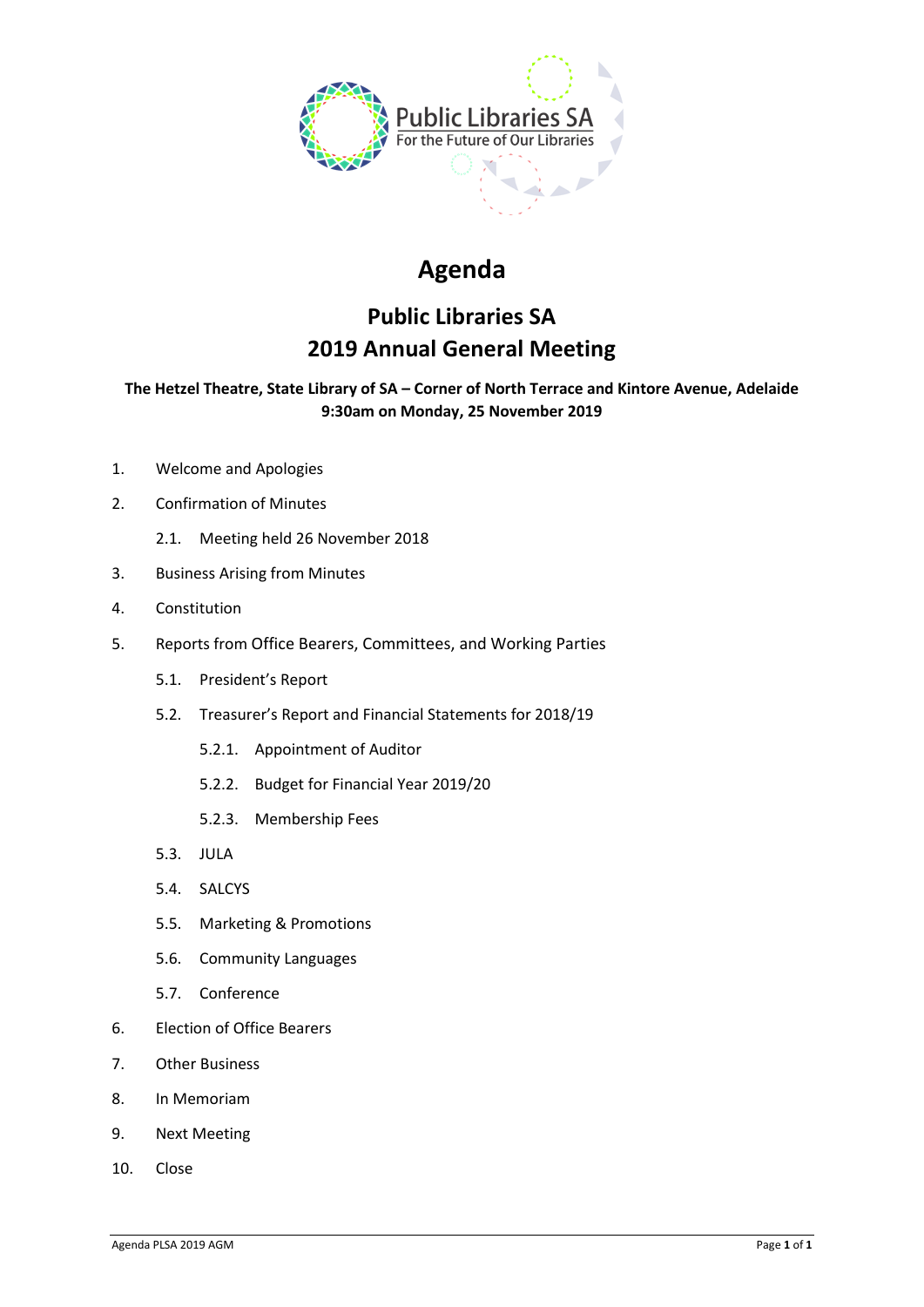Public Libraries SA
For the Future of Our Libraries

# Agenda

## Public Libraries SA
## 2019 Annual General Meeting

**The Hetzel Theatre, State Library of SA – Corner of North Terrace and Kintore Avenue, Adelaide**
**9:30am on Monday, 25 November 2019**

1. Welcome and Apologies
2. Confirmation of Minutes
    - 2.1. Meeting held 26 November 2018
3. Business Arising from Minutes
4. Constitution
5. Reports from Office Bearers, Committees, and Working Parties
    - 5.1. President's Report
    - 5.2. Treasurer's Report and Financial Statements for 2018/19
        - 5.2.1. Appointment of Auditor
        - 5.2.2. Budget for Financial Year 2019/20
        - 5.2.3. Membership Fees
    - 5.3. JULA
    - 5.4. SALCYS
    - 5.5. Marketing & Promotions
    - 5.6. Community Languages
    - 5.7. Conference
6. Election of Office Bearers
7. Other Business
8. In Memoriam
9. Next Meeting
10. Close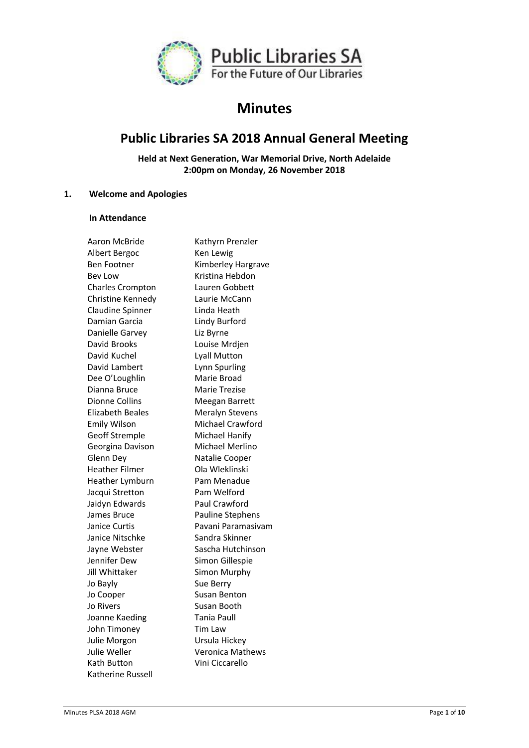# Minutes

## Public Libraries SA 2018 Annual General Meeting

**Held at Next Generation, War Memorial Drive, North Adelaide**
**2:00pm on Monday, 26 November 2018**

### 1. Welcome and Apologies

**In Attendance**

Aaron McBride
Albert Bergoc
Ben Footner
Bev Low
Charles Crompton
Christine Kennedy
Claudine Spinner
Damian Garcia
Danielle Garvey
David Brooks
David Kuchel
David Lambert
Dee O'Loughlin
Dianna Bruce
Dionne Collins
Elizabeth Beales
Emily Wilson
Geoff Stremple
Georgina Davison
Glenn Dey
Heather Filmer
Heather Lymburn
Jacqui Stretton
Jaidyn Edwards
James Bruce
Janice Curtis
Janice Nitschke
Jayne Webster
Jennifer Dew
Jill Whittaker
Jo Bayly
Jo Cooper
Jo Rivers
Joanne Kaeding
John Timoney
Julie Morgon
Julie Weller
Kath Button
Katherine Russell
Kathyrn Prenzler
Ken Lewig
Kimberley Hargrave
Kristina Hebdon
Lauren Gobbett
Laurie McCann
Linda Heath
Lindy Burford
Liz Byrne
Louise Mrdjen
Lyall Mutton
Lynn Spurling
Marie Broad
Marie Trezise
Meegan Barrett
Meralyn Stevens
Michael Crawford
Michael Hanify
Michael Merlino
Natalie Cooper
Ola Wleklinski
Pam Menadue
Pam Welford
Paul Crawford
Pauline Stephens
Pavani Paramasivam
Sandra Skinner
Sascha Hutchinson
Simon Gillespie
Simon Murphy
Sue Berry
Susan Benton
Susan Booth
Tania Paull
Tim Law
Ursula Hickey
Veronica Mathews
Vini Ciccarello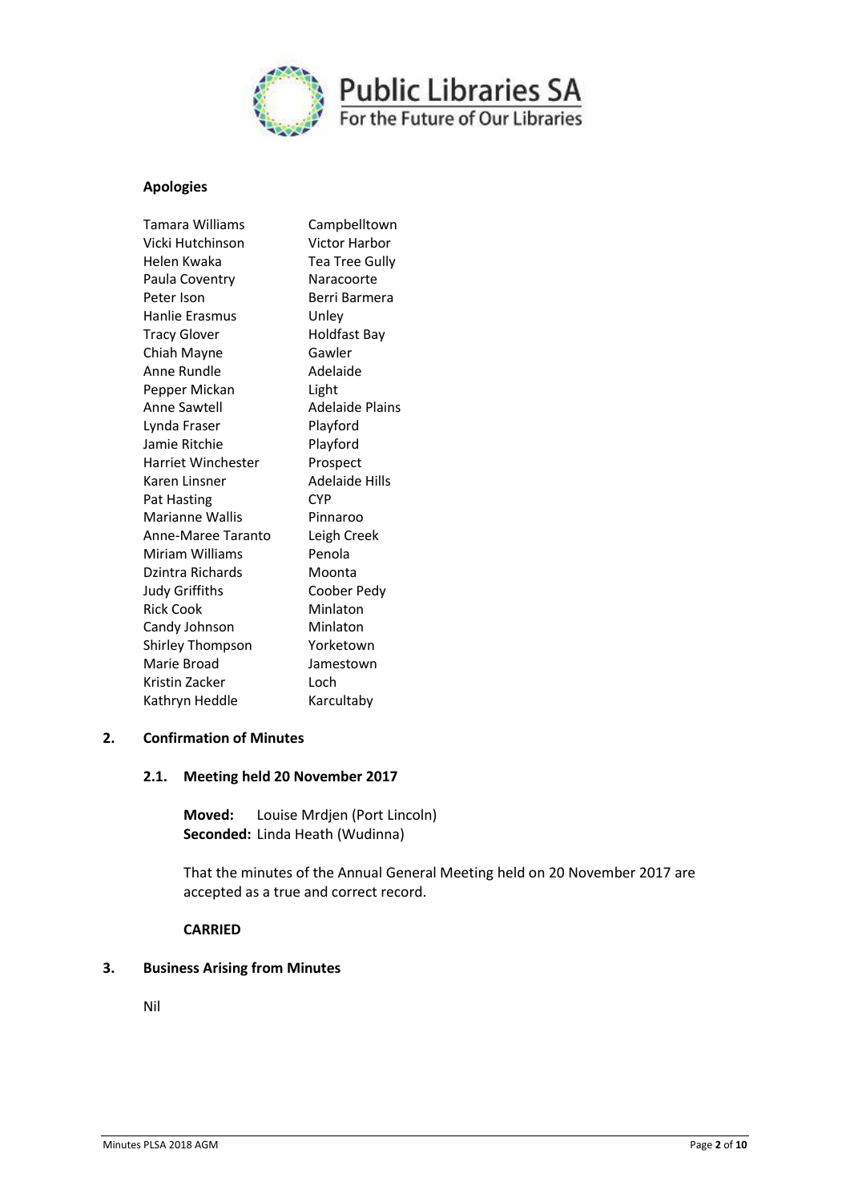**Apologies**

| | |
|---|---|
| Tamara Williams | Campbelltown |
| Vicki Hutchinson | Victor Harbor |
| Helen Kwaka | Tea Tree Gully |
| Paula Coventry | Naracoorte |
| Peter Ison | Berri Barmera |
| Hanlie Erasmus | Unley |
| Tracy Glover | Holdfast Bay |
| Chiah Mayne | Gawler |
| Anne Rundle | Adelaide |
| Pepper Mickan | Light |
| Anne Sawtell | Adelaide Plains |
| Lynda Fraser | Playford |
| Jamie Ritchie | Playford |
| Harriet Winchester | Prospect |
| Karen Linsner | Adelaide Hills |
| Pat Hasting | CYP |
| Marianne Wallis | Pinnaroo |
| Anne-Maree Taranto | Leigh Creek |
| Miriam Williams | Penola |
| Dzintra Richards | Moonta |
| Judy Griffiths | Coober Pedy |
| Rick Cook | Minlaton |
| Candy Johnson | Minlaton |
| Shirley Thompson | Yorketown |
| Marie Broad | Jamestown |
| Kristin Zacker | Loch |
| Kathryn Heddle | Karcultaby |

## 2. Confirmation of Minutes

### 2.1. Meeting held 20 November 2017

**Moved:** Louise Mrdjen (Port Lincoln)
**Seconded:** Linda Heath (Wudinna)

That the minutes of the Annual General Meeting held on 20 November 2017 are accepted as a true and correct record.

**CARRIED**

## 3. Business Arising from Minutes

Nil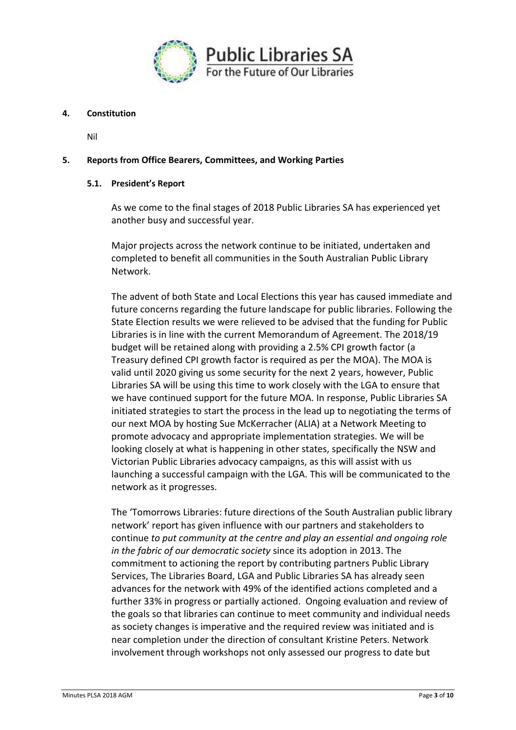## 4. Constitution

Nil

## 5. Reports from Office Bearers, Committees, and Working Parties

### 5.1. President's Report

As we come to the final stages of 2018 Public Libraries SA has experienced yet another busy and successful year.

Major projects across the network continue to be initiated, undertaken and completed to benefit all communities in the South Australian Public Library Network.

The advent of both State and Local Elections this year has caused immediate and future concerns regarding the future landscape for public libraries. Following the State Election results we were relieved to be advised that the funding for Public Libraries is in line with the current Memorandum of Agreement. The 2018/19 budget will be retained along with providing a 2.5% CPI growth factor (a Treasury defined CPI growth factor is required as per the MOA). The MOA is valid until 2020 giving us some security for the next 2 years, however, Public Libraries SA will be using this time to work closely with the LGA to ensure that we have continued support for the future MOA. In response, Public Libraries SA initiated strategies to start the process in the lead up to negotiating the terms of our next MOA by hosting Sue McKerracher (ALIA) at a Network Meeting to promote advocacy and appropriate implementation strategies. We will be looking closely at what is happening in other states, specifically the NSW and Victorian Public Libraries advocacy campaigns, as this will assist with us launching a successful campaign with the LGA. This will be communicated to the network as it progresses.

The 'Tomorrows Libraries: future directions of the South Australian public library network' report has given influence with our partners and stakeholders to continue *to put community at the centre and play an essential and ongoing role in the fabric of our democratic society* since its adoption in 2013. The commitment to actioning the report by contributing partners Public Library Services, The Libraries Board, LGA and Public Libraries SA has already seen advances for the network with 49% of the identified actions completed and a further 33% in progress or partially actioned. Ongoing evaluation and review of the goals so that libraries can continue to meet community and individual needs as society changes is imperative and the required review was initiated and is near completion under the direction of consultant Kristine Peters. Network involvement through workshops not only assessed our progress to date but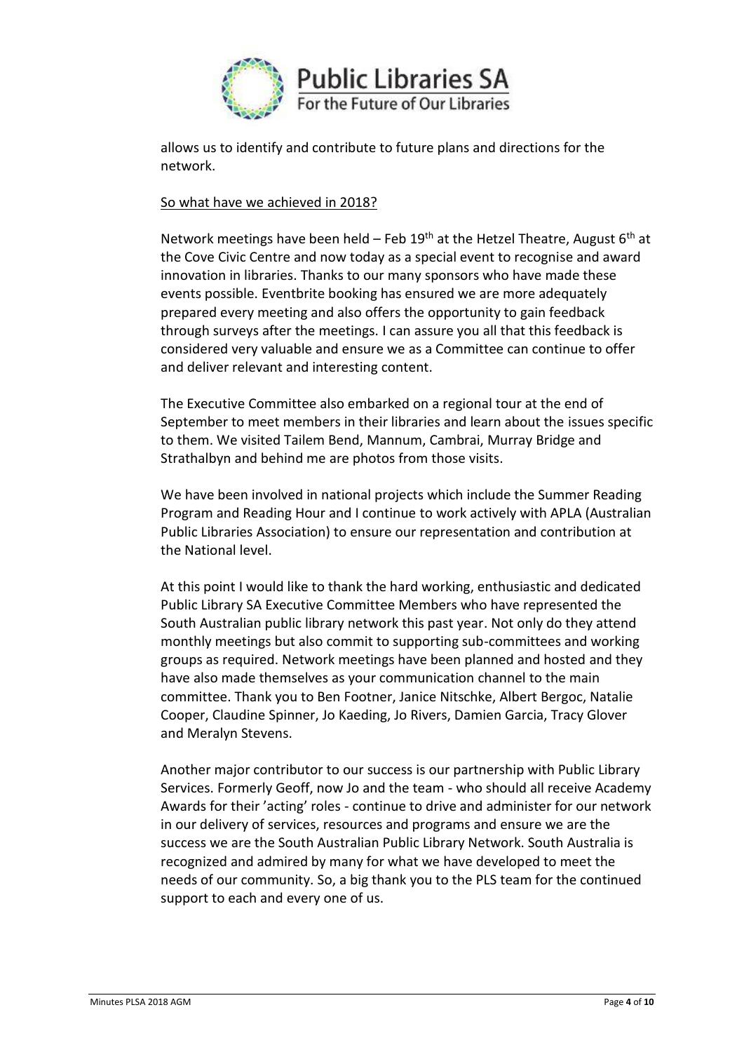allows us to identify and contribute to future plans and directions for the network.

So what have we achieved in 2018?

Network meetings have been held – Feb 19th at the Hetzel Theatre, August 6th at the Cove Civic Centre and now today as a special event to recognise and award innovation in libraries. Thanks to our many sponsors who have made these events possible. Eventbrite booking has ensured we are more adequately prepared every meeting and also offers the opportunity to gain feedback through surveys after the meetings. I can assure you all that this feedback is considered very valuable and ensure we as a Committee can continue to offer and deliver relevant and interesting content.

The Executive Committee also embarked on a regional tour at the end of September to meet members in their libraries and learn about the issues specific to them. We visited Tailem Bend, Mannum, Cambrai, Murray Bridge and Strathalbyn and behind me are photos from those visits.

We have been involved in national projects which include the Summer Reading Program and Reading Hour and I continue to work actively with APLA (Australian Public Libraries Association) to ensure our representation and contribution at the National level.

At this point I would like to thank the hard working, enthusiastic and dedicated Public Library SA Executive Committee Members who have represented the South Australian public library network this past year. Not only do they attend monthly meetings but also commit to supporting sub-committees and working groups as required. Network meetings have been planned and hosted and they have also made themselves as your communication channel to the main committee. Thank you to Ben Footner, Janice Nitschke, Albert Bergoc, Natalie Cooper, Claudine Spinner, Jo Kaeding, Jo Rivers, Damien Garcia, Tracy Glover and Meralyn Stevens.

Another major contributor to our success is our partnership with Public Library Services. Formerly Geoff, now Jo and the team - who should all receive Academy Awards for their 'acting' roles - continue to drive and administer for our network in our delivery of services, resources and programs and ensure we are the success we are the South Australian Public Library Network. South Australia is recognized and admired by many for what we have developed to meet the needs of our community. So, a big thank you to the PLS team for the continued support to each and every one of us.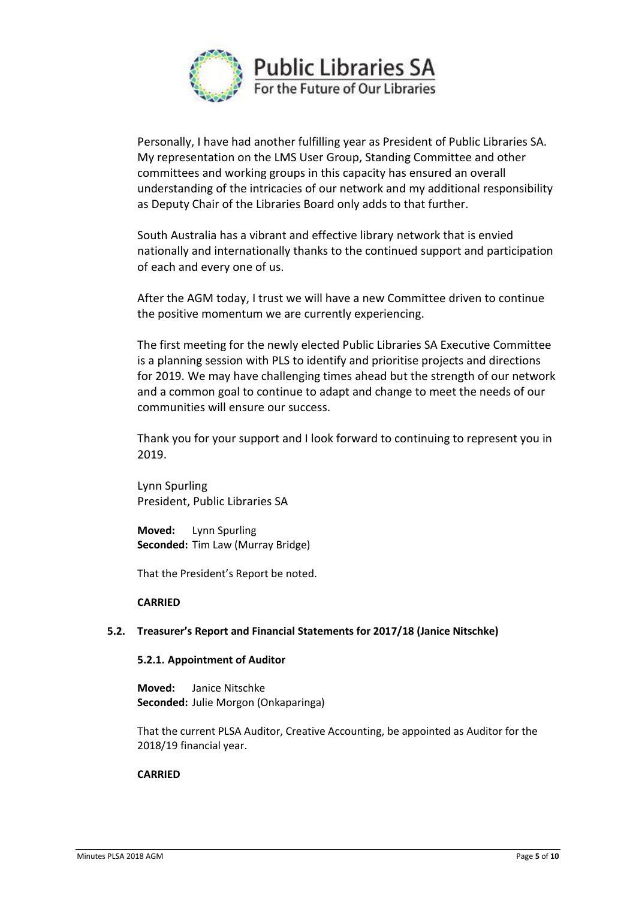Personally, I have had another fulfilling year as President of Public Libraries SA. My representation on the LMS User Group, Standing Committee and other committees and working groups in this capacity has ensured an overall understanding of the intricacies of our network and my additional responsibility as Deputy Chair of the Libraries Board only adds to that further.

South Australia has a vibrant and effective library network that is envied nationally and internationally thanks to the continued support and participation of each and every one of us.

After the AGM today, I trust we will have a new Committee driven to continue the positive momentum we are currently experiencing.

The first meeting for the newly elected Public Libraries SA Executive Committee is a planning session with PLS to identify and prioritise projects and directions for 2019. We may have challenging times ahead but the strength of our network and a common goal to continue to adapt and change to meet the needs of our communities will ensure our success.

Thank you for your support and I look forward to continuing to represent you in 2019.

Lynn Spurling
President, Public Libraries SA

**Moved:** Lynn Spurling
**Seconded:** Tim Law (Murray Bridge)

That the President's Report be noted.

**CARRIED**

### 5.2. Treasurer's Report and Financial Statements for 2017/18 (Janice Nitschke)

#### 5.2.1. Appointment of Auditor

**Moved:** Janice Nitschke
**Seconded:** Julie Morgon (Onkaparinga)

That the current PLSA Auditor, Creative Accounting, be appointed as Auditor for the 2018/19 financial year.

**CARRIED**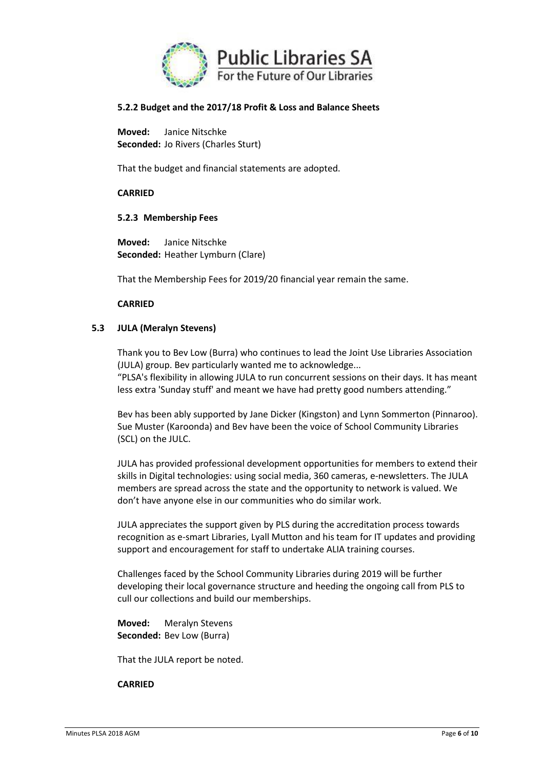#### 5.2.2 Budget and the 2017/18 Profit & Loss and Balance Sheets

**Moved:** Janice Nitschke
**Seconded:** Jo Rivers (Charles Sturt)

That the budget and financial statements are adopted.

**CARRIED**

#### 5.2.3 Membership Fees

**Moved:** Janice Nitschke
**Seconded:** Heather Lymburn (Clare)

That the Membership Fees for 2019/20 financial year remain the same.

**CARRIED**

### 5.3 JULA (Meralyn Stevens)

Thank you to Bev Low (Burra) who continues to lead the Joint Use Libraries Association (JULA) group. Bev particularly wanted me to acknowledge...
"PLSA's flexibility in allowing JULA to run concurrent sessions on their days. It has meant less extra 'Sunday stuff' and meant we have had pretty good numbers attending."

Bev has been ably supported by Jane Dicker (Kingston) and Lynn Sommerton (Pinnaroo). Sue Muster (Karoonda) and Bev have been the voice of School Community Libraries (SCL) on the JULC.

JULA has provided professional development opportunities for members to extend their skills in Digital technologies: using social media, 360 cameras, e-newsletters. The JULA members are spread across the state and the opportunity to network is valued. We don't have anyone else in our communities who do similar work.

JULA appreciates the support given by PLS during the accreditation process towards recognition as e-smart Libraries, Lyall Mutton and his team for IT updates and providing support and encouragement for staff to undertake ALIA training courses.

Challenges faced by the School Community Libraries during 2019 will be further developing their local governance structure and heeding the ongoing call from PLS to cull our collections and build our memberships.

**Moved:** Meralyn Stevens
**Seconded:** Bev Low (Burra)

That the JULA report be noted.

**CARRIED**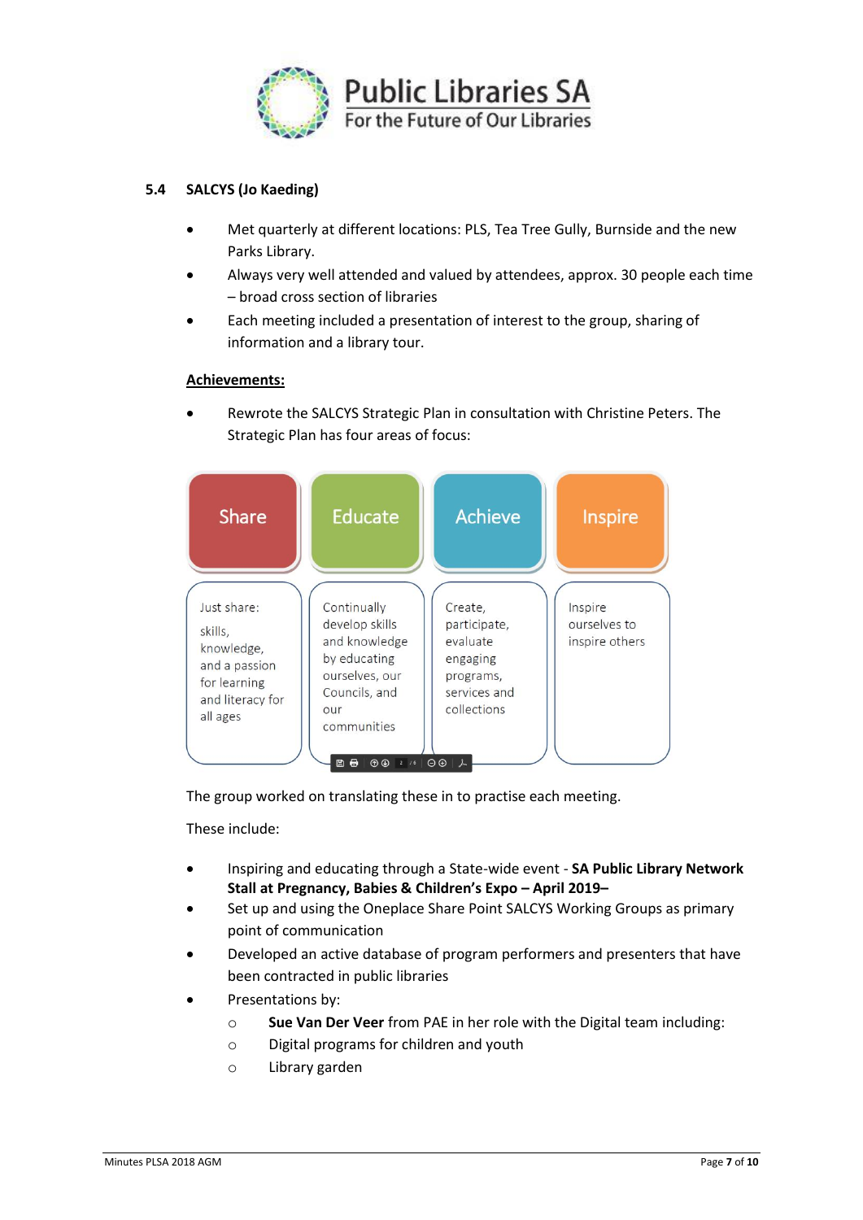### 5.4 SALCYS (Jo Kaeding)

- Met quarterly at different locations: PLS, Tea Tree Gully, Burnside and the new Parks Library.
- Always very well attended and valued by attendees, approx. 30 people each time – broad cross section of libraries
- Each meeting included a presentation of interest to the group, sharing of information and a library tour.

**Achievements:**

- Rewrote the SALCYS Strategic Plan in consultation with Christine Peters. The Strategic Plan has four areas of focus:

| Share | Educate | Achieve | Inspire |
|---|---|---|---|
| Just share: skills, knowledge, and a passion for learning and literacy for all ages | Continually develop skills and knowledge by educating ourselves, our Councils, and our communities | Create, participate, evaluate engaging programs, services and collections | Inspire ourselves to inspire others |

The group worked on translating these in to practise each meeting.

These include:

- Inspiring and educating through a State-wide event - **SA Public Library Network Stall at Pregnancy, Babies & Children's Expo – April 2019–**
- Set up and using the Oneplace Share Point SALCYS Working Groups as primary point of communication
- Developed an active database of program performers and presenters that have been contracted in public libraries
- Presentations by:
  - **Sue Van Der Veer** from PAE in her role with the Digital team including:
  - Digital programs for children and youth
  - Library garden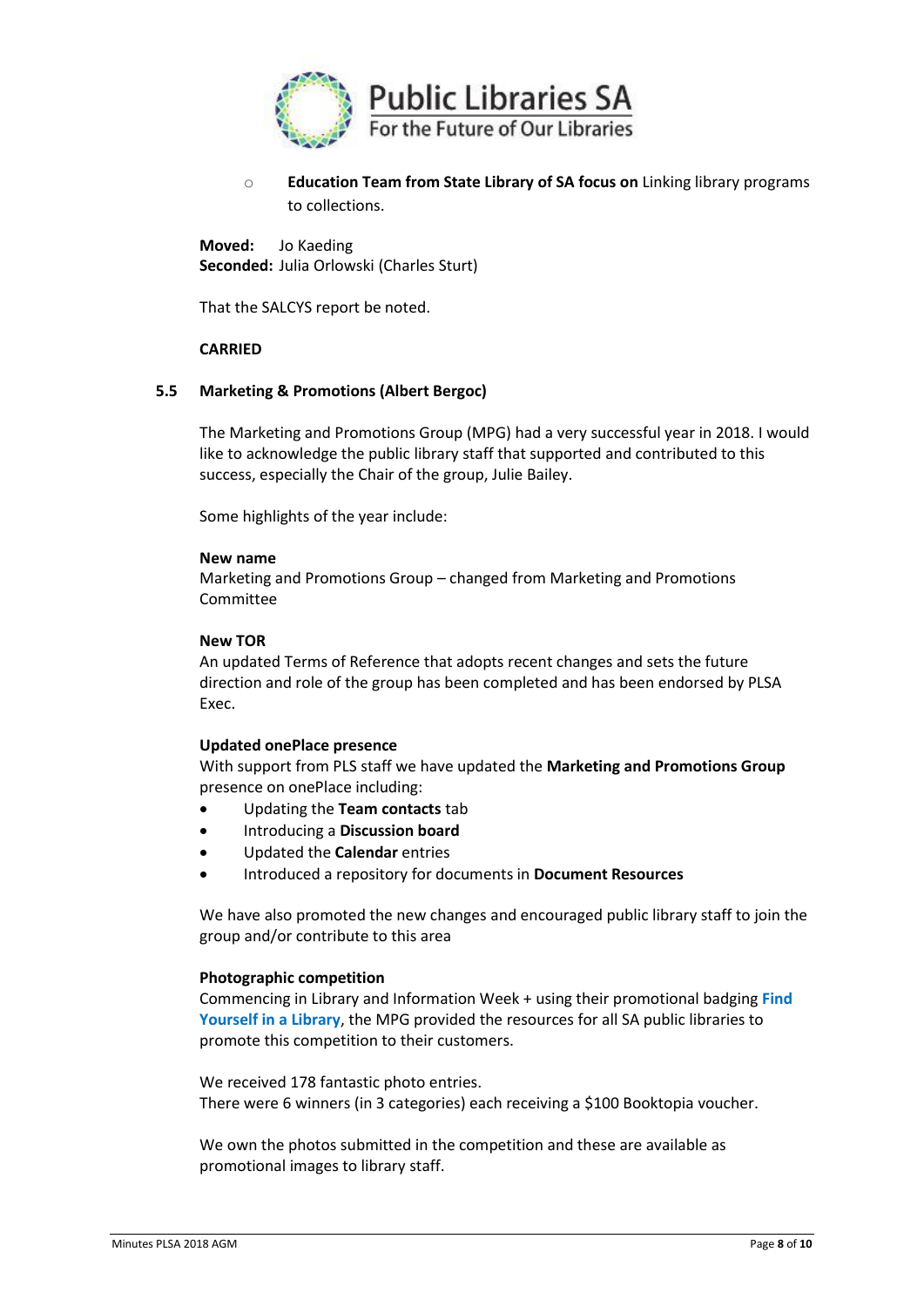- **Education Team from State Library of SA focus on** Linking library programs to collections.

**Moved:** Jo Kaeding
**Seconded:** Julia Orlowski (Charles Sturt)

That the SALCYS report be noted.

**CARRIED**

### 5.5 Marketing & Promotions (Albert Bergoc)

The Marketing and Promotions Group (MPG) had a very successful year in 2018. I would like to acknowledge the public library staff that supported and contributed to this success, especially the Chair of the group, Julie Bailey.

Some highlights of the year include:

**New name**
Marketing and Promotions Group – changed from Marketing and Promotions Committee

**New TOR**
An updated Terms of Reference that adopts recent changes and sets the future direction and role of the group has been completed and has been endorsed by PLSA Exec.

**Updated onePlace presence**
With support from PLS staff we have updated the **Marketing and Promotions Group** presence on onePlace including:

- Updating the **Team contacts** tab
- Introducing a **Discussion board**
- Updated the **Calendar** entries
- Introduced a repository for documents in **Document Resources**

We have also promoted the new changes and encouraged public library staff to join the group and/or contribute to this area

**Photographic competition**
Commencing in Library and Information Week + using their promotional badging **Find Yourself in a Library**, the MPG provided the resources for all SA public libraries to promote this competition to their customers.

We received 178 fantastic photo entries.
There were 6 winners (in 3 categories) each receiving a $100 Booktopia voucher.

We own the photos submitted in the competition and these are available as promotional images to library staff.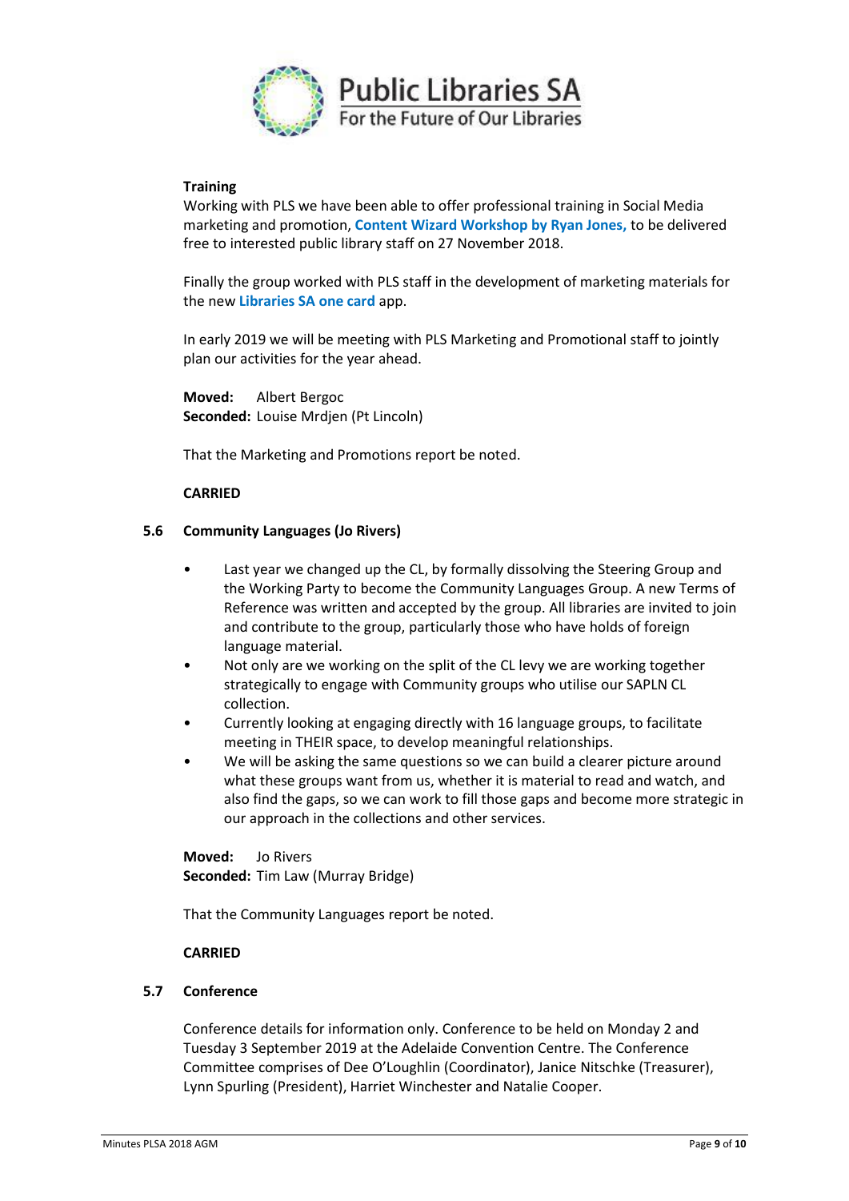**Training**

Working with PLS we have been able to offer professional training in Social Media marketing and promotion, **Content Wizard Workshop by Ryan Jones,** to be delivered free to interested public library staff on 27 November 2018.

Finally the group worked with PLS staff in the development of marketing materials for the new **Libraries SA one card** app.

In early 2019 we will be meeting with PLS Marketing and Promotional staff to jointly plan our activities for the year ahead.

**Moved:** Albert Bergoc
**Seconded:** Louise Mrdjen (Pt Lincoln)

That the Marketing and Promotions report be noted.

**CARRIED**

## 5.6 Community Languages (Jo Rivers)

- Last year we changed up the CL, by formally dissolving the Steering Group and the Working Party to become the Community Languages Group. A new Terms of Reference was written and accepted by the group. All libraries are invited to join and contribute to the group, particularly those who have holds of foreign language material.
- Not only are we working on the split of the CL levy we are working together strategically to engage with Community groups who utilise our SAPLN CL collection.
- Currently looking at engaging directly with 16 language groups, to facilitate meeting in THEIR space, to develop meaningful relationships.
- We will be asking the same questions so we can build a clearer picture around what these groups want from us, whether it is material to read and watch, and also find the gaps, so we can work to fill those gaps and become more strategic in our approach in the collections and other services.

**Moved:** Jo Rivers
**Seconded:** Tim Law (Murray Bridge)

That the Community Languages report be noted.

**CARRIED**

## 5.7 Conference

Conference details for information only. Conference to be held on Monday 2 and Tuesday 3 September 2019 at the Adelaide Convention Centre. The Conference Committee comprises of Dee O'Loughlin (Coordinator), Janice Nitschke (Treasurer), Lynn Spurling (President), Harriet Winchester and Natalie Cooper.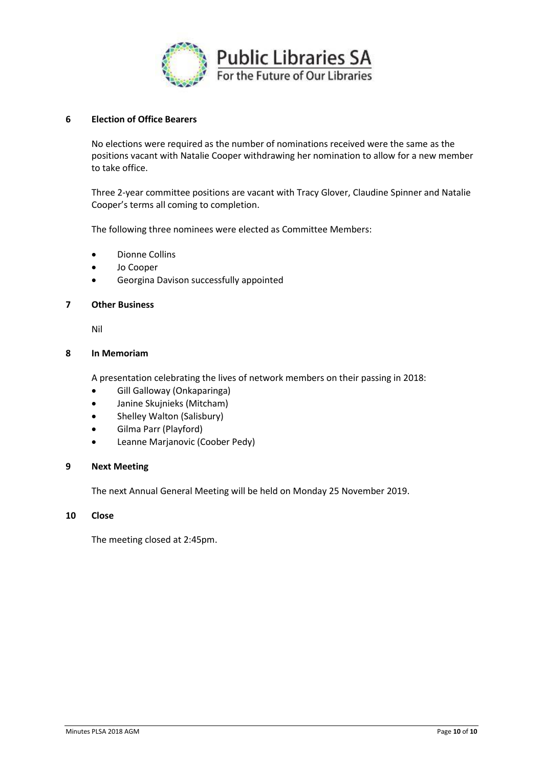## 6 Election of Office Bearers

No elections were required as the number of nominations received were the same as the positions vacant with Natalie Cooper withdrawing her nomination to allow for a new member to take office.

Three 2-year committee positions are vacant with Tracy Glover, Claudine Spinner and Natalie Cooper's terms all coming to completion.

The following three nominees were elected as Committee Members:

- Dionne Collins
- Jo Cooper
- Georgina Davison successfully appointed

## 7 Other Business

Nil

## 8 In Memoriam

A presentation celebrating the lives of network members on their passing in 2018:

- Gill Galloway (Onkaparinga)
- Janine Skujnieks (Mitcham)
- Shelley Walton (Salisbury)
- Gilma Parr (Playford)
- Leanne Marjanovic (Coober Pedy)

## 9 Next Meeting

The next Annual General Meeting will be held on Monday 25 November 2019.

## 10 Close

The meeting closed at 2:45pm.